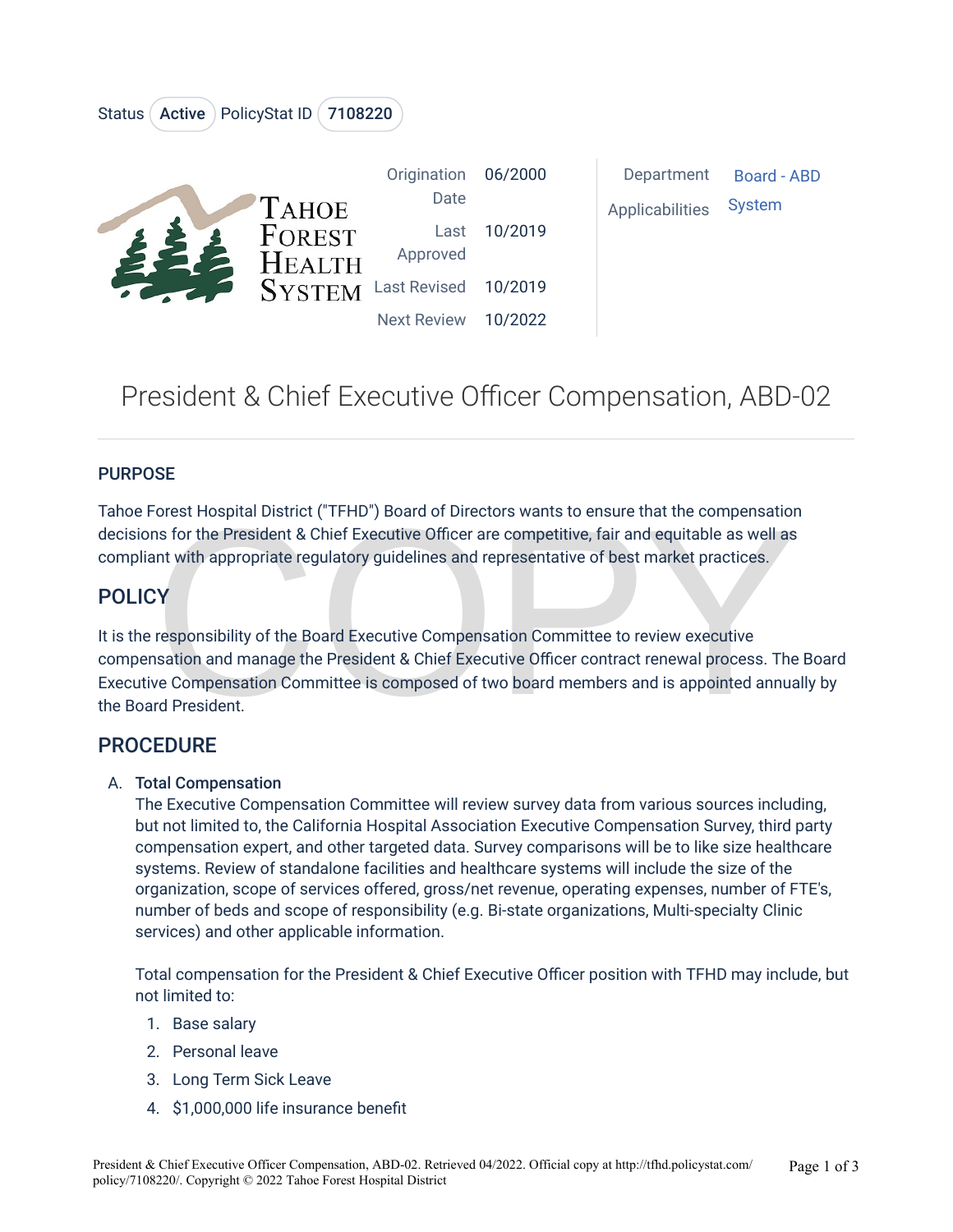Status Active PolicyStat ID 7108220

| Origination Date | 06/2000 | Department | Board - ABD |
|---|---|---|---|
| Last Approved | 10/2019 | Applicabilities | System |
| Last Revised | 10/2019 | | |
| Next Review | 10/2022 | | |

Tahoe Forest Health System

# President & Chief Executive Officer Compensation, ABD-02

### PURPOSE

Tahoe Forest Hospital District ("TFHD") Board of Directors wants to ensure that the compensation decisions for the President & Chief Executive Officer are competitive, fair and equitable as well as compliant with appropriate regulatory guidelines and representative of best market practices.

## POLICY

It is the responsibility of the Board Executive Compensation Committee to review executive compensation and manage the President & Chief Executive Officer contract renewal process. The Board Executive Compensation Committee is composed of two board members and is appointed annually by the Board President.

## PROCEDURE

A. **Total Compensation**

   The Executive Compensation Committee will review survey data from various sources including, but not limited to, the California Hospital Association Executive Compensation Survey, third party compensation expert, and other targeted data. Survey comparisons will be to like size healthcare systems. Review of standalone facilities and healthcare systems will include the size of the organization, scope of services offered, gross/net revenue, operating expenses, number of FTE's, number of beds and scope of responsibility (e.g. Bi-state organizations, Multi-specialty Clinic services) and other applicable information.

   Total compensation for the President & Chief Executive Officer position with TFHD may include, but not limited to:

   1. Base salary
   2. Personal leave
   3. Long Term Sick Leave
   4. $1,000,000 life insurance benefit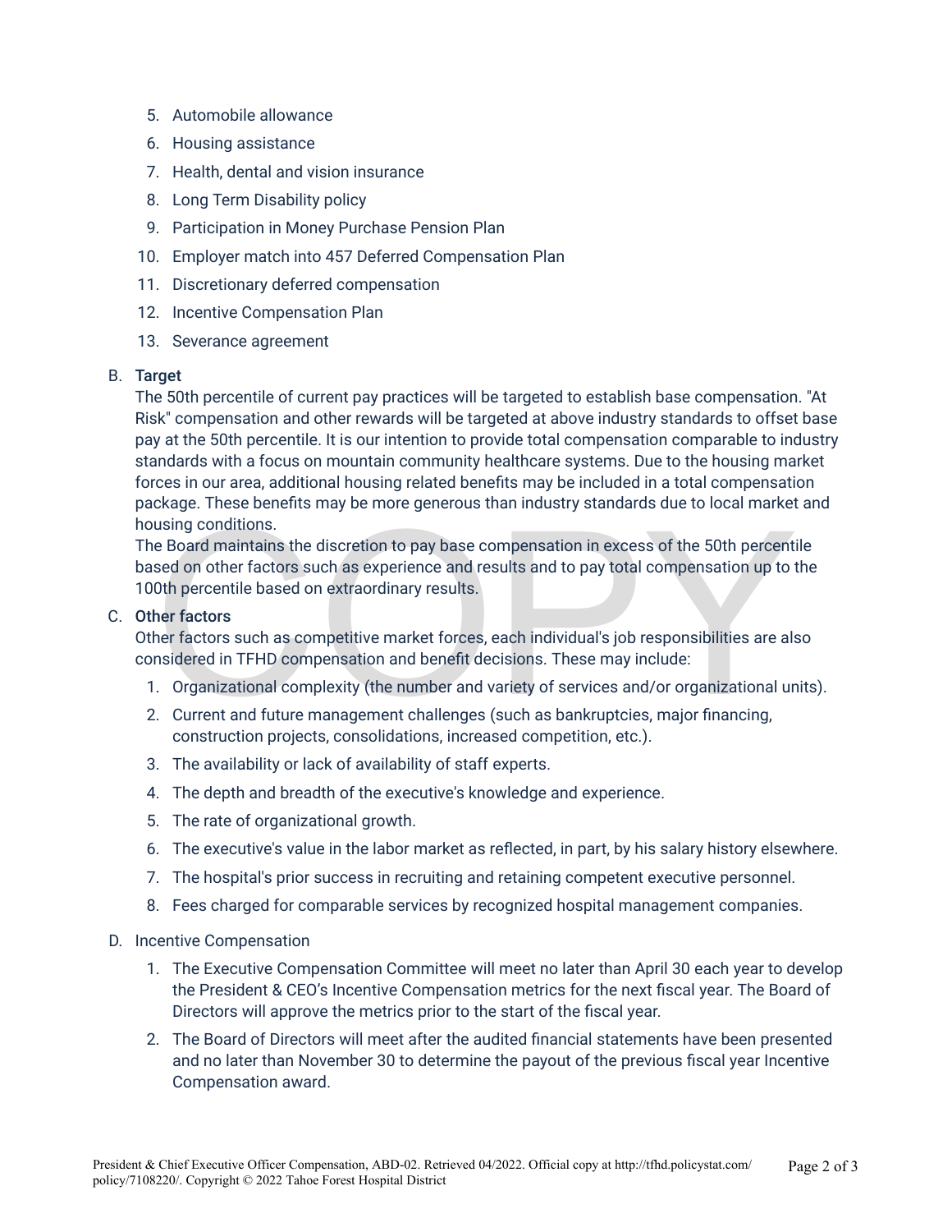5. Automobile allowance
6. Housing assistance
7. Health, dental and vision insurance
8. Long Term Disability policy
9. Participation in Money Purchase Pension Plan
10. Employer match into 457 Deferred Compensation Plan
11. Discretionary deferred compensation
12. Incentive Compensation Plan
13. Severance agreement

B. **Target**

The 50th percentile of current pay practices will be targeted to establish base compensation. "At Risk" compensation and other rewards will be targeted at above industry standards to offset base pay at the 50th percentile. It is our intention to provide total compensation comparable to industry standards with a focus on mountain community healthcare systems. Due to the housing market forces in our area, additional housing related benefits may be included in a total compensation package. These benefits may be more generous than industry standards due to local market and housing conditions.

The Board maintains the discretion to pay base compensation in excess of the 50th percentile based on other factors such as experience and results and to pay total compensation up to the 100th percentile based on extraordinary results.

C. **Other factors**

Other factors such as competitive market forces, each individual's job responsibilities are also considered in TFHD compensation and benefit decisions. These may include:

1. Organizational complexity (the number and variety of services and/or organizational units).
2. Current and future management challenges (such as bankruptcies, major financing, construction projects, consolidations, increased competition, etc.).
3. The availability or lack of availability of staff experts.
4. The depth and breadth of the executive's knowledge and experience.
5. The rate of organizational growth.
6. The executive's value in the labor market as reflected, in part, by his salary history elsewhere.
7. The hospital's prior success in recruiting and retaining competent executive personnel.
8. Fees charged for comparable services by recognized hospital management companies.

D. Incentive Compensation

1. The Executive Compensation Committee will meet no later than April 30 each year to develop the President & CEO's Incentive Compensation metrics for the next fiscal year. The Board of Directors will approve the metrics prior to the start of the fiscal year.
2. The Board of Directors will meet after the audited financial statements have been presented and no later than November 30 to determine the payout of the previous fiscal year Incentive Compensation award.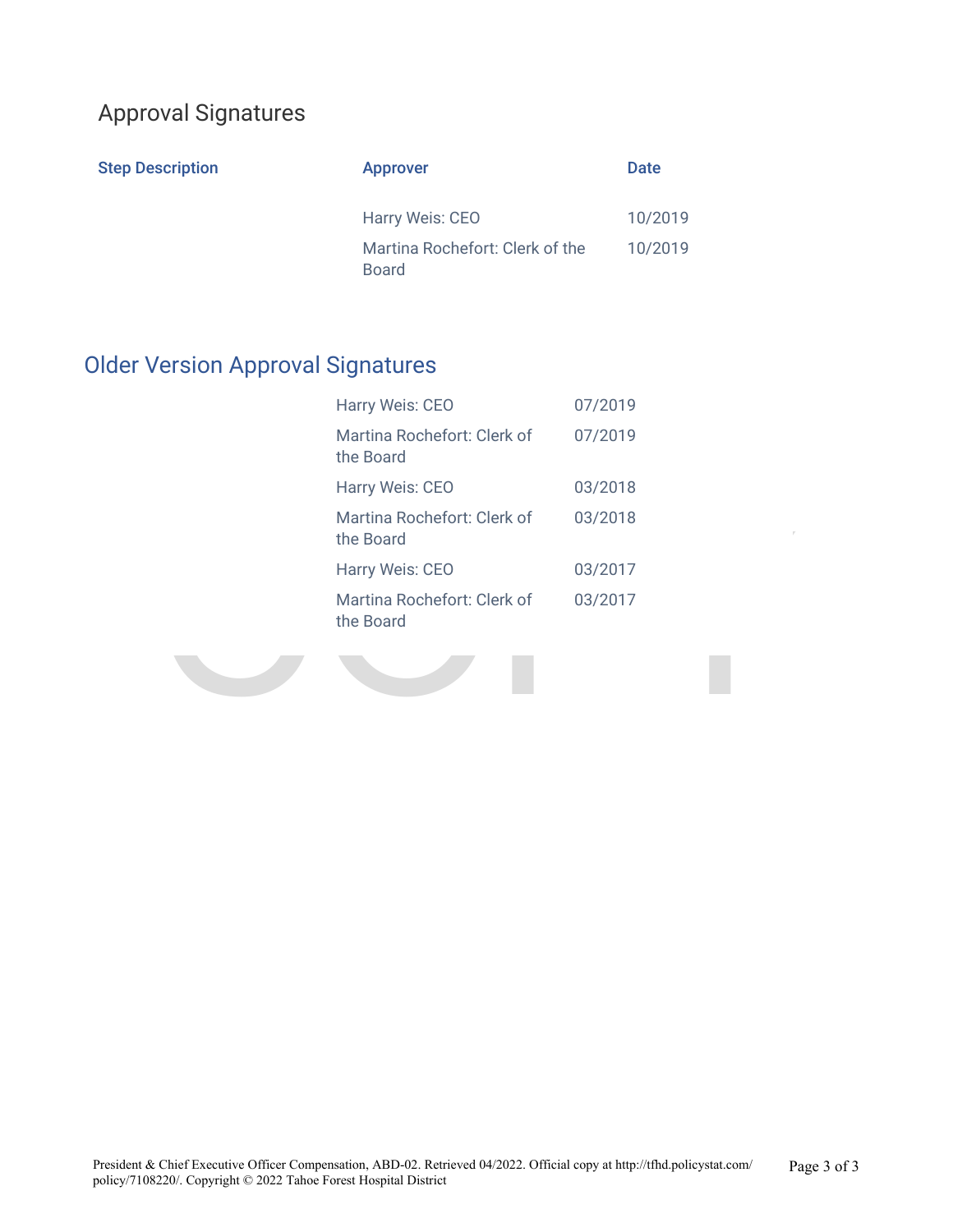## Approval Signatures

| Step Description | Approver | Date |
| --- | --- | --- |
| | Harry Weis: CEO | 10/2019 |
| | Martina Rochefort: Clerk of the Board | 10/2019 |

## Older Version Approval Signatures

| | |
| --- | --- |
| Harry Weis: CEO | 07/2019 |
| Martina Rochefort: Clerk of the Board | 07/2019 |
| Harry Weis: CEO | 03/2018 |
| Martina Rochefort: Clerk of the Board | 03/2018 |
| Harry Weis: CEO | 03/2017 |
| Martina Rochefort: Clerk of the Board | 03/2017 |